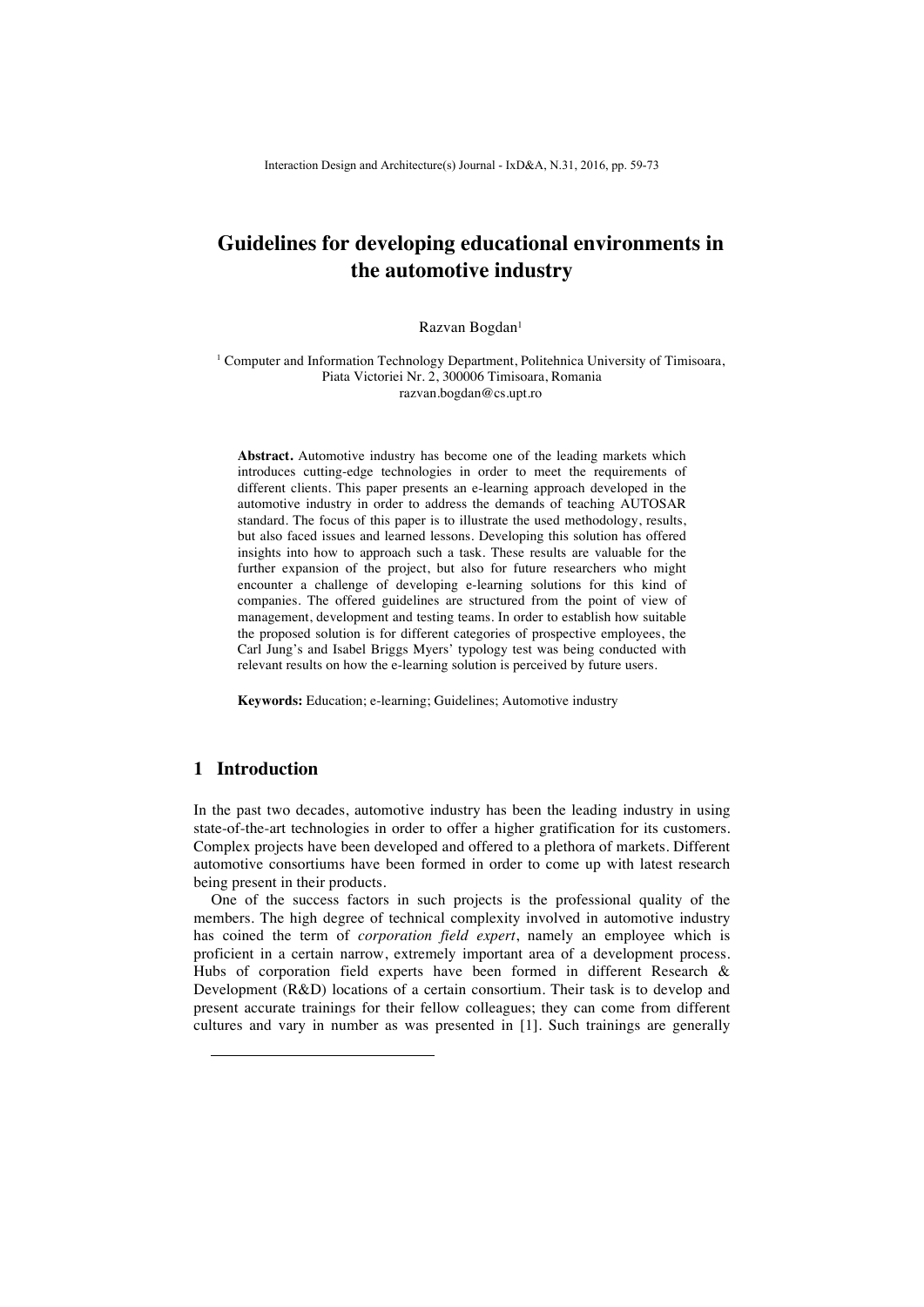# Guidelines for developing educational environments in the automotive industry

Razvan Bogdan[1]

[1] Computer and Information Technology Department, Politehnica University of Timisoara, Piata Victoriei Nr. 2, 300006 Timisoara, Romania
razvan.bogdan@cs.upt.ro

**Abstract.** Automotive industry has become one of the leading markets which introduces cutting-edge technologies in order to meet the requirements of different clients. This paper presents an e-learning approach developed in the automotive industry in order to address the demands of teaching AUTOSAR standard. The focus of this paper is to illustrate the used methodology, results, but also faced issues and learned lessons. Developing this solution has offered insights into how to approach such a task. These results are valuable for the further expansion of the project, but also for future researchers who might encounter a challenge of developing e-learning solutions for this kind of companies. The offered guidelines are structured from the point of view of management, development and testing teams. In order to establish how suitable the proposed solution is for different categories of prospective employees, the Carl Jung's and Isabel Briggs Myers' typology test was being conducted with relevant results on how the e-learning solution is perceived by future users.

**Keywords:** Education; e-learning; Guidelines; Automotive industry

## 1 Introduction

In the past two decades, automotive industry has been the leading industry in using state-of-the-art technologies in order to offer a higher gratification for its customers. Complex projects have been developed and offered to a plethora of markets. Different automotive consortiums have been formed in order to come up with latest research being present in their products.

One of the success factors in such projects is the professional quality of the members. The high degree of technical complexity involved in automotive industry has coined the term of *corporation field expert*, namely an employee which is proficient in a certain narrow, extremely important area of a development process. Hubs of corporation field experts have been formed in different Research & Development (R&D) locations of a certain consortium. Their task is to develop and present accurate trainings for their fellow colleagues; they can come from different cultures and vary in number as was presented in [1]. Such trainings are generally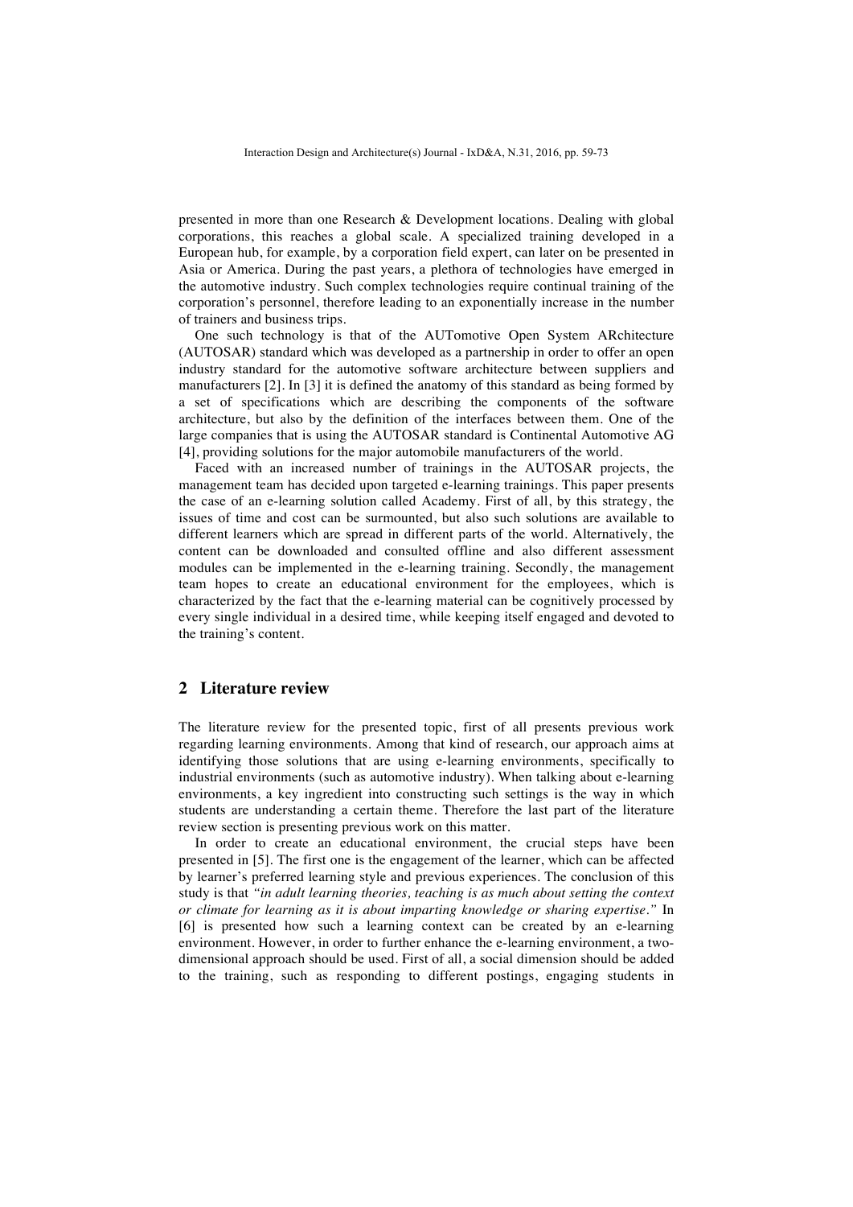presented in more than one Research & Development locations. Dealing with global corporations, this reaches a global scale. A specialized training developed in a European hub, for example, by a corporation field expert, can later on be presented in Asia or America. During the past years, a plethora of technologies have emerged in the automotive industry. Such complex technologies require continual training of the corporation's personnel, therefore leading to an exponentially increase in the number of trainers and business trips.

One such technology is that of the AUTomotive Open System ARchitecture (AUTOSAR) standard which was developed as a partnership in order to offer an open industry standard for the automotive software architecture between suppliers and manufacturers [2]. In [3] it is defined the anatomy of this standard as being formed by a set of specifications which are describing the components of the software architecture, but also by the definition of the interfaces between them. One of the large companies that is using the AUTOSAR standard is Continental Automotive AG [4], providing solutions for the major automobile manufacturers of the world.

Faced with an increased number of trainings in the AUTOSAR projects, the management team has decided upon targeted e-learning trainings. This paper presents the case of an e-learning solution called Academy. First of all, by this strategy, the issues of time and cost can be surmounted, but also such solutions are available to different learners which are spread in different parts of the world. Alternatively, the content can be downloaded and consulted offline and also different assessment modules can be implemented in the e-learning training. Secondly, the management team hopes to create an educational environment for the employees, which is characterized by the fact that the e-learning material can be cognitively processed by every single individual in a desired time, while keeping itself engaged and devoted to the training's content.

## 2 Literature review

The literature review for the presented topic, first of all presents previous work regarding learning environments. Among that kind of research, our approach aims at identifying those solutions that are using e-learning environments, specifically to industrial environments (such as automotive industry). When talking about e-learning environments, a key ingredient into constructing such settings is the way in which students are understanding a certain theme. Therefore the last part of the literature review section is presenting previous work on this matter.

In order to create an educational environment, the crucial steps have been presented in [5]. The first one is the engagement of the learner, which can be affected by learner's preferred learning style and previous experiences. The conclusion of this study is that *"in adult learning theories, teaching is as much about setting the context or climate for learning as it is about imparting knowledge or sharing expertise."* In [6] is presented how such a learning context can be created by an e-learning environment. However, in order to further enhance the e-learning environment, a two-dimensional approach should be used. First of all, a social dimension should be added to the training, such as responding to different postings, engaging students in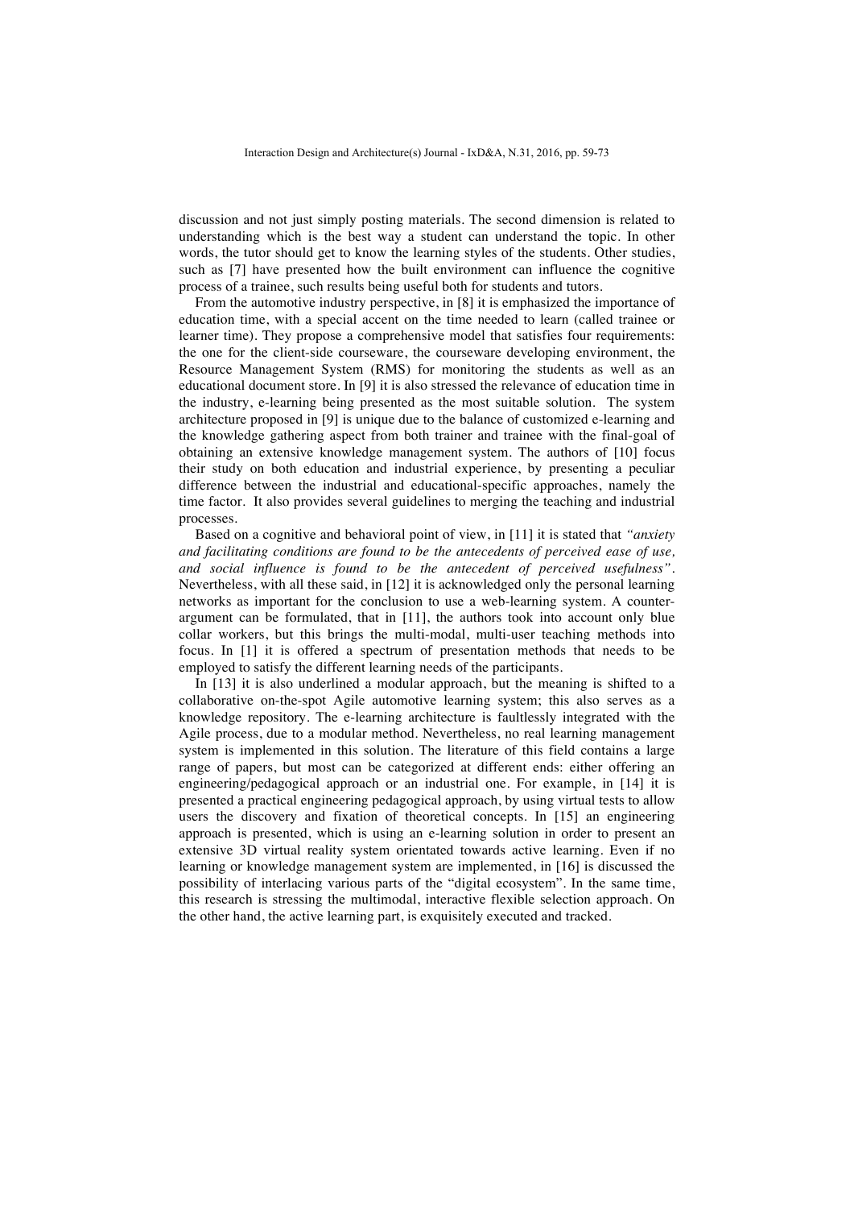discussion and not just simply posting materials. The second dimension is related to understanding which is the best way a student can understand the topic. In other words, the tutor should get to know the learning styles of the students. Other studies, such as [7] have presented how the built environment can influence the cognitive process of a trainee, such results being useful both for students and tutors.

From the automotive industry perspective, in [8] it is emphasized the importance of education time, with a special accent on the time needed to learn (called trainee or learner time). They propose a comprehensive model that satisfies four requirements: the one for the client-side courseware, the courseware developing environment, the Resource Management System (RMS) for monitoring the students as well as an educational document store. In [9] it is also stressed the relevance of education time in the industry, e-learning being presented as the most suitable solution. The system architecture proposed in [9] is unique due to the balance of customized e-learning and the knowledge gathering aspect from both trainer and trainee with the final-goal of obtaining an extensive knowledge management system. The authors of [10] focus their study on both education and industrial experience, by presenting a peculiar difference between the industrial and educational-specific approaches, namely the time factor. It also provides several guidelines to merging the teaching and industrial processes.

Based on a cognitive and behavioral point of view, in [11] it is stated that *"anxiety and facilitating conditions are found to be the antecedents of perceived ease of use, and social influence is found to be the antecedent of perceived usefulness"*. Nevertheless, with all these said, in [12] it is acknowledged only the personal learning networks as important for the conclusion to use a web-learning system. A counter-argument can be formulated, that in [11], the authors took into account only blue collar workers, but this brings the multi-modal, multi-user teaching methods into focus. In [1] it is offered a spectrum of presentation methods that needs to be employed to satisfy the different learning needs of the participants.

In [13] it is also underlined a modular approach, but the meaning is shifted to a collaborative on-the-spot Agile automotive learning system; this also serves as a knowledge repository. The e-learning architecture is faultlessly integrated with the Agile process, due to a modular method. Nevertheless, no real learning management system is implemented in this solution. The literature of this field contains a large range of papers, but most can be categorized at different ends: either offering an engineering/pedagogical approach or an industrial one. For example, in [14] it is presented a practical engineering pedagogical approach, by using virtual tests to allow users the discovery and fixation of theoretical concepts. In [15] an engineering approach is presented, which is using an e-learning solution in order to present an extensive 3D virtual reality system orientated towards active learning. Even if no learning or knowledge management system are implemented, in [16] is discussed the possibility of interlacing various parts of the "digital ecosystem". In the same time, this research is stressing the multimodal, interactive flexible selection approach. On the other hand, the active learning part, is exquisitely executed and tracked.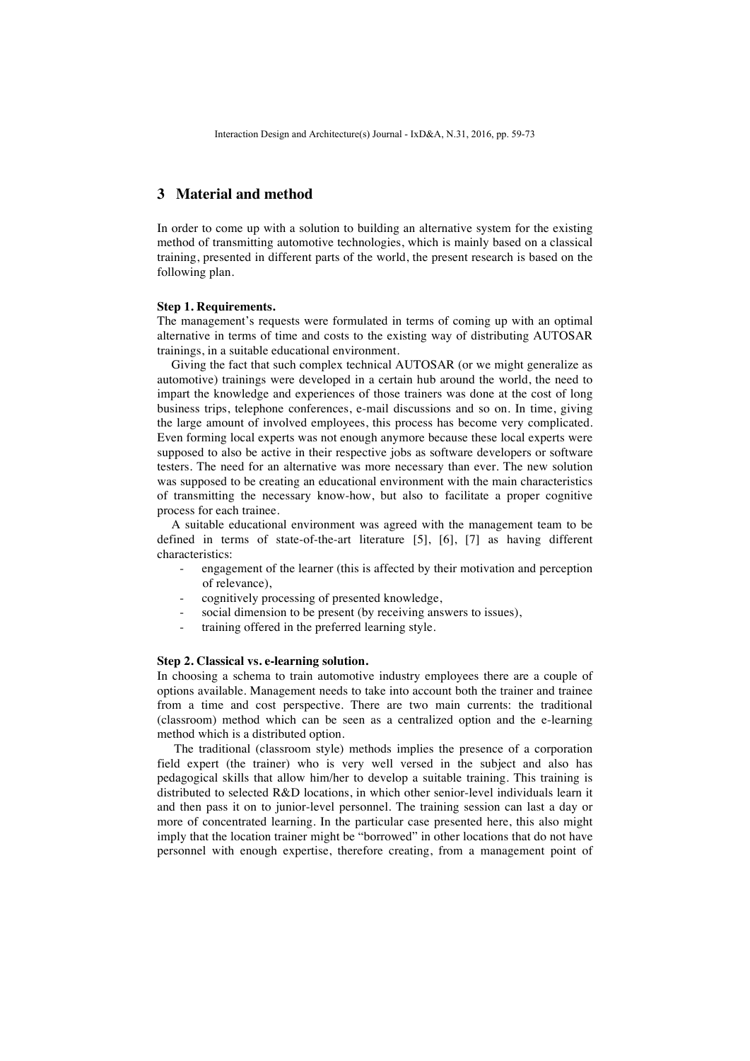## 3 Material and method

In order to come up with a solution to building an alternative system for the existing method of transmitting automotive technologies, which is mainly based on a classical training, presented in different parts of the world, the present research is based on the following plan.

**Step 1. Requirements.**

The management's requests were formulated in terms of coming up with an optimal alternative in terms of time and costs to the existing way of distributing AUTOSAR trainings, in a suitable educational environment.

Giving the fact that such complex technical AUTOSAR (or we might generalize as automotive) trainings were developed in a certain hub around the world, the need to impart the knowledge and experiences of those trainers was done at the cost of long business trips, telephone conferences, e-mail discussions and so on. In time, giving the large amount of involved employees, this process has become very complicated. Even forming local experts was not enough anymore because these local experts were supposed to also be active in their respective jobs as software developers or software testers. The need for an alternative was more necessary than ever. The new solution was supposed to be creating an educational environment with the main characteristics of transmitting the necessary know-how, but also to facilitate a proper cognitive process for each trainee.

A suitable educational environment was agreed with the management team to be defined in terms of state-of-the-art literature [5], [6], [7] as having different characteristics:

- engagement of the learner (this is affected by their motivation and perception of relevance),
- cognitively processing of presented knowledge,
- social dimension to be present (by receiving answers to issues),
- training offered in the preferred learning style.

**Step 2. Classical vs. e-learning solution.**

In choosing a schema to train automotive industry employees there are a couple of options available. Management needs to take into account both the trainer and trainee from a time and cost perspective. There are two main currents: the traditional (classroom) method which can be seen as a centralized option and the e-learning method which is a distributed option.

The traditional (classroom style) methods implies the presence of a corporation field expert (the trainer) who is very well versed in the subject and also has pedagogical skills that allow him/her to develop a suitable training. This training is distributed to selected R&D locations, in which other senior-level individuals learn it and then pass it on to junior-level personnel. The training session can last a day or more of concentrated learning. In the particular case presented here, this also might imply that the location trainer might be "borrowed" in other locations that do not have personnel with enough expertise, therefore creating, from a management point of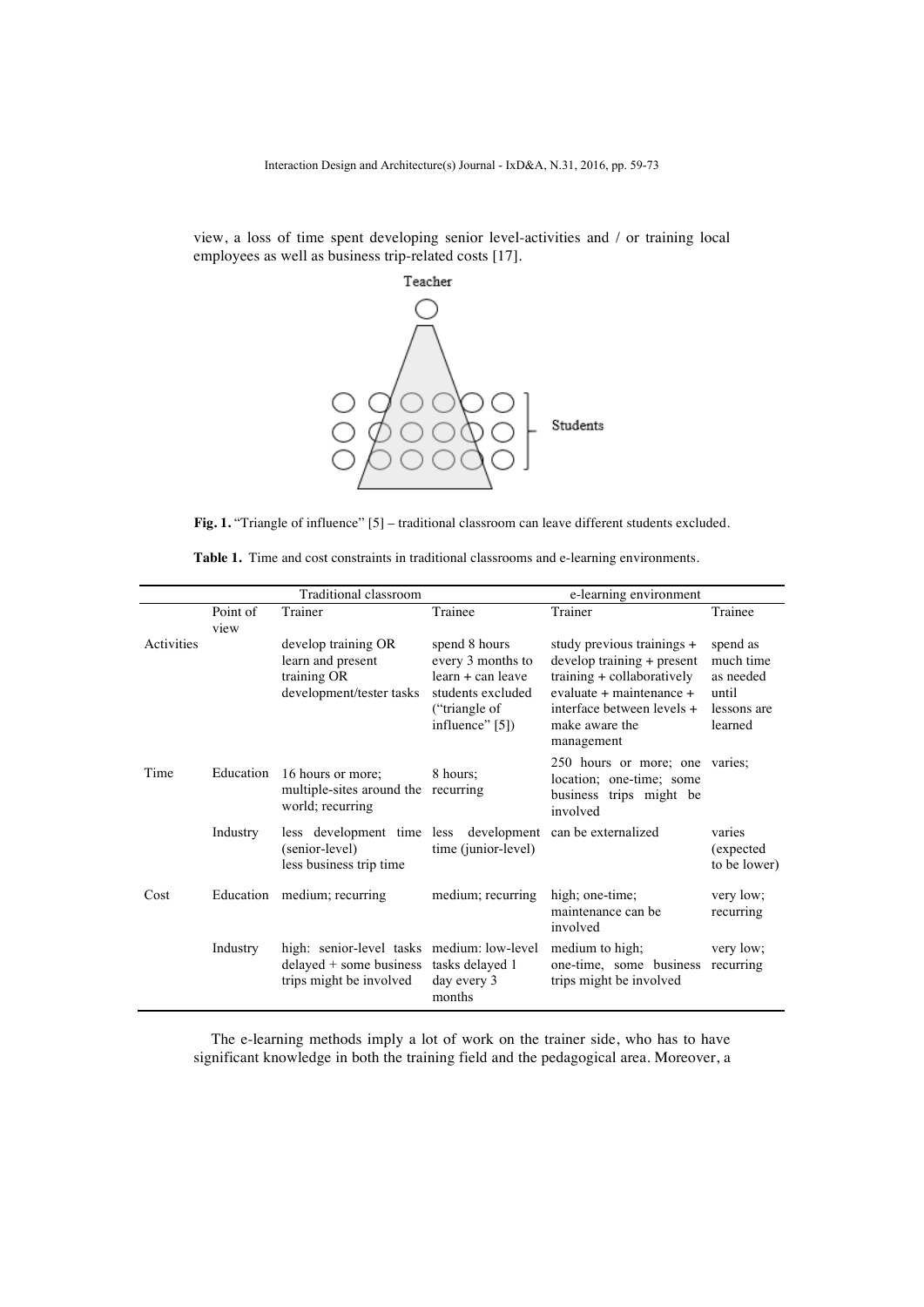view, a loss of time spent developing senior level-activities and / or training local employees as well as business trip-related costs [17].

**Fig. 1.** "Triangle of influence" [5] – traditional classroom can leave different students excluded.

**Table 1.** Time and cost constraints in traditional classrooms and e-learning environments.

| | | Traditional classroom | | e-learning environment | |
|---|---|---|---|---|---|
| | Point of view | Trainer | Trainee | Trainer | Trainee |
| Activities | | develop training OR learn and present training OR development/tester tasks | spend 8 hours every 3 months to learn + can leave students excluded ("triangle of influence" [5]) | study previous trainings + develop training + present training + collaboratively evaluate + maintenance + interface between levels + make aware the management | spend as much time as needed until lessons are learned |
| Time | Education | 16 hours or more; multiple-sites around the world; recurring | 8 hours; recurring | 250 hours or more; one location; one-time; some business trips might be involved | varies; |
| | Industry | less development time (senior-level) less business trip time | less development time (junior-level) | can be externalized | varies (expected to be lower) |
| Cost | Education | medium; recurring | medium; recurring | high; one-time; maintenance can be involved | very low; recurring |
| | Industry | high: senior-level tasks delayed + some business trips might be involved | medium: low-level tasks delayed 1 day every 3 months | medium to high; one-time, some business trips might be involved | very low; recurring |

The e-learning methods imply a lot of work on the trainer side, who has to have significant knowledge in both the training field and the pedagogical area. Moreover, a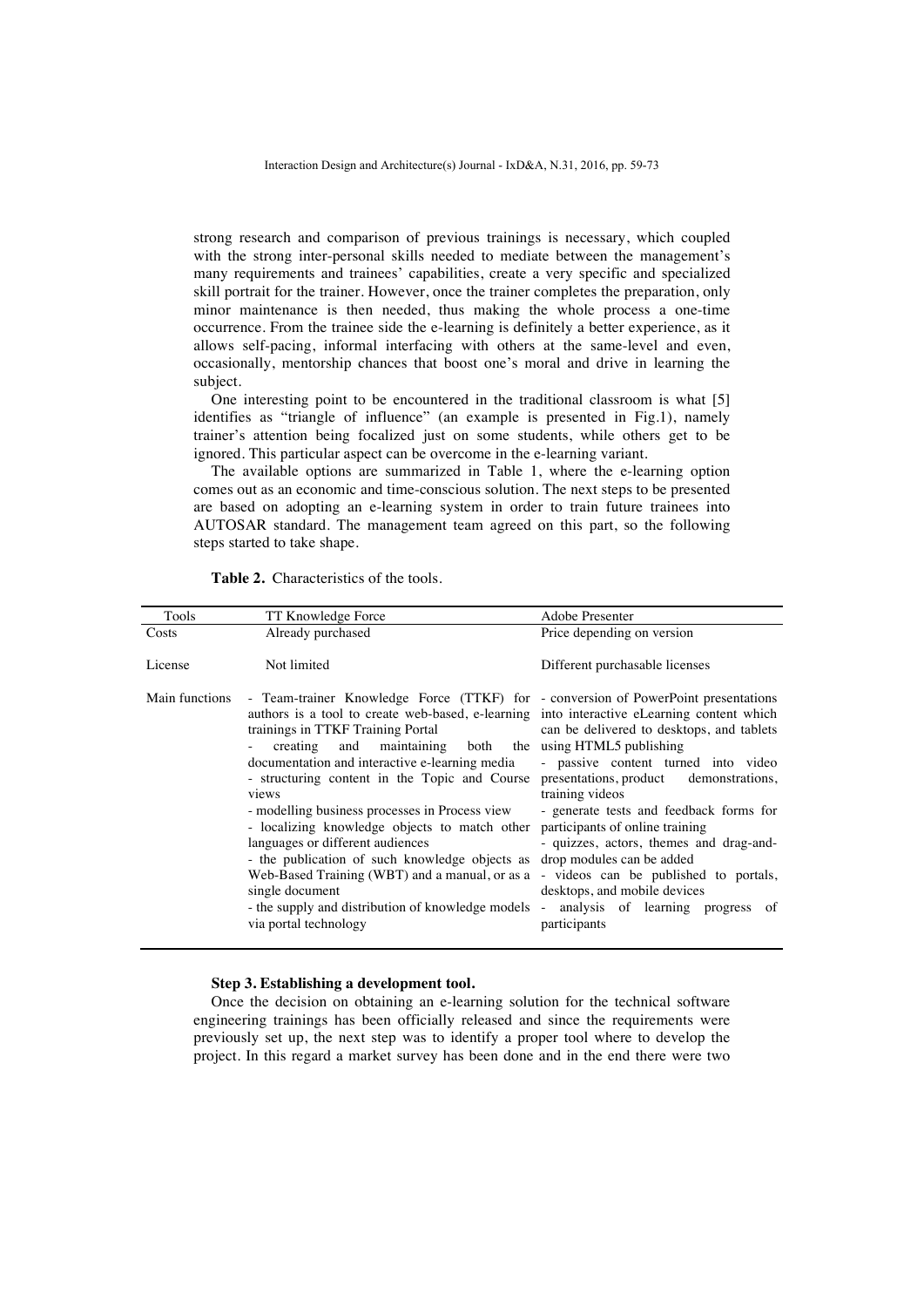strong research and comparison of previous trainings is necessary, which coupled with the strong inter-personal skills needed to mediate between the management's many requirements and trainees' capabilities, create a very specific and specialized skill portrait for the trainer. However, once the trainer completes the preparation, only minor maintenance is then needed, thus making the whole process a one-time occurrence. From the trainee side the e-learning is definitely a better experience, as it allows self-pacing, informal interfacing with others at the same-level and even, occasionally, mentorship chances that boost one's moral and drive in learning the subject.

One interesting point to be encountered in the traditional classroom is what [5] identifies as "triangle of influence" (an example is presented in Fig.1), namely trainer's attention being focalized just on some students, while others get to be ignored. This particular aspect can be overcome in the e-learning variant.

The available options are summarized in Table 1, where the e-learning option comes out as an economic and time-conscious solution. The next steps to be presented are based on adopting an e-learning system in order to train future trainees into AUTOSAR standard. The management team agreed on this part, so the following steps started to take shape.

**Table 2.** Characteristics of the tools.

| Tools | TT Knowledge Force | Adobe Presenter |
|---|---|---|
| Costs | Already purchased | Price depending on version |
| License | Not limited | Different purchasable licenses |
| Main functions | - Team-trainer Knowledge Force (TTKF) for authors is a tool to create web-based, e-learning trainings in TTKF Training Portal<br>- creating and maintaining both the documentation and interactive e-learning media<br>- structuring content in the Topic and Course views<br>- modelling business processes in Process view<br>- localizing knowledge objects to match other languages or different audiences<br>- the publication of such knowledge objects as Web-Based Training (WBT) and a manual, or as a single document<br>- the supply and distribution of knowledge models via portal technology | - conversion of PowerPoint presentations into interactive eLearning content which can be delivered to desktops, and tablets using HTML5 publishing<br>- passive content turned into video presentations, product demonstrations, training videos<br>- generate tests and feedback forms for participants of online training<br>- quizzes, actors, themes and drag-and-drop modules can be added<br>- videos can be published to portals, desktops, and mobile devices<br>- analysis of learning progress of participants |

**Step 3. Establishing a development tool.**

Once the decision on obtaining an e-learning solution for the technical software engineering trainings has been officially released and since the requirements were previously set up, the next step was to identify a proper tool where to develop the project. In this regard a market survey has been done and in the end there were two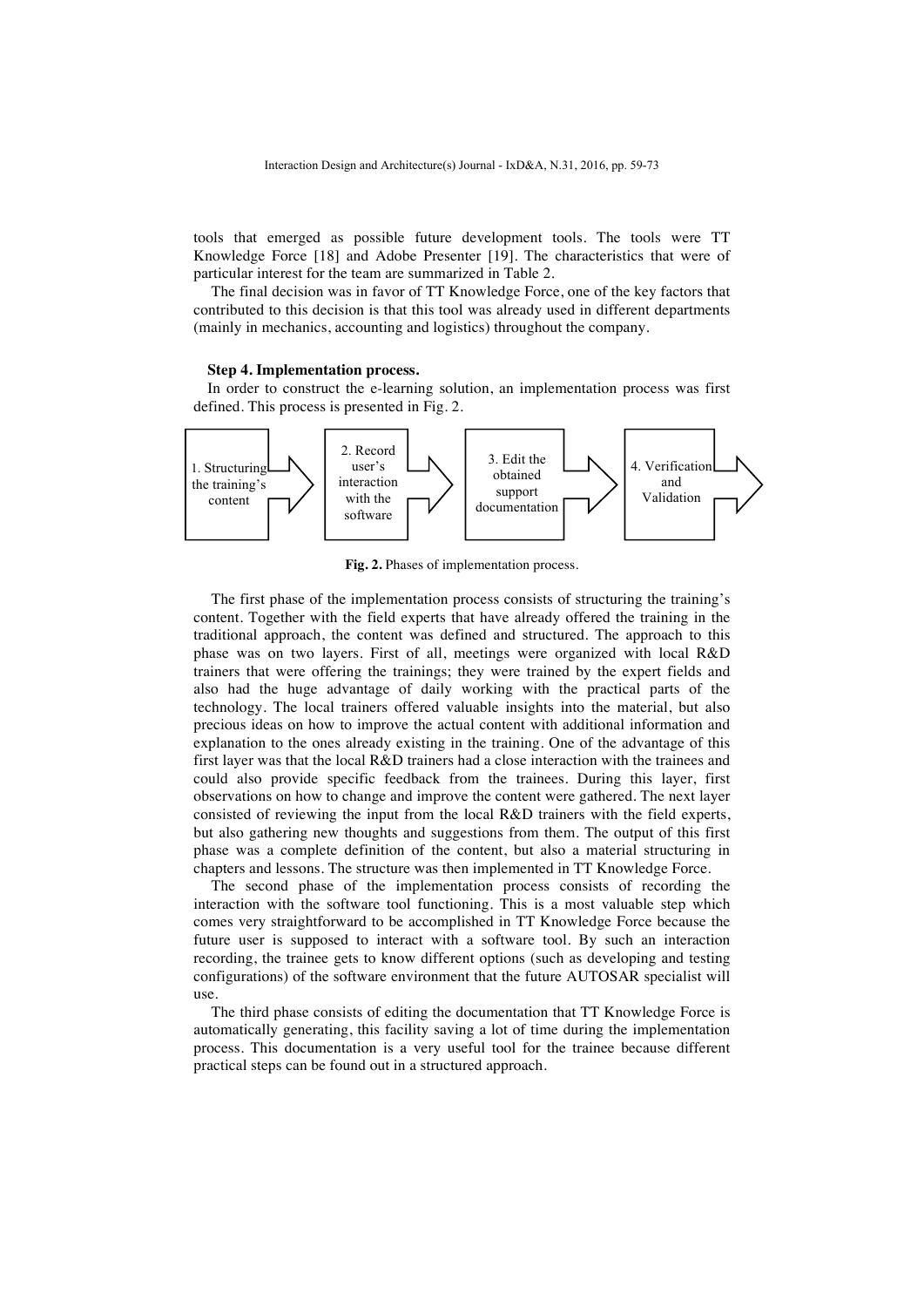tools that emerged as possible future development tools. The tools were TT Knowledge Force [18] and Adobe Presenter [19]. The characteristics that were of particular interest for the team are summarized in Table 2.

The final decision was in favor of TT Knowledge Force, one of the key factors that contributed to this decision is that this tool was already used in different departments (mainly in mechanics, accounting and logistics) throughout the company.

**Step 4. Implementation process.**

In order to construct the e-learning solution, an implementation process was first defined. This process is presented in Fig. 2.

1. Structuring the training's content → 2. Record user's interaction with the software → 3. Edit the obtained support documentation → 4. Verification and Validation

**Fig. 2.** Phases of implementation process.

The first phase of the implementation process consists of structuring the training's content. Together with the field experts that have already offered the training in the traditional approach, the content was defined and structured. The approach to this phase was on two layers. First of all, meetings were organized with local R&D trainers that were offering the trainings; they were trained by the expert fields and also had the huge advantage of daily working with the practical parts of the technology. The local trainers offered valuable insights into the material, but also precious ideas on how to improve the actual content with additional information and explanation to the ones already existing in the training. One of the advantage of this first layer was that the local R&D trainers had a close interaction with the trainees and could also provide specific feedback from the trainees. During this layer, first observations on how to change and improve the content were gathered. The next layer consisted of reviewing the input from the local R&D trainers with the field experts, but also gathering new thoughts and suggestions from them. The output of this first phase was a complete definition of the content, but also a material structuring in chapters and lessons. The structure was then implemented in TT Knowledge Force.

The second phase of the implementation process consists of recording the interaction with the software tool functioning. This is a most valuable step which comes very straightforward to be accomplished in TT Knowledge Force because the future user is supposed to interact with a software tool. By such an interaction recording, the trainee gets to know different options (such as developing and testing configurations) of the software environment that the future AUTOSAR specialist will use.

The third phase consists of editing the documentation that TT Knowledge Force is automatically generating, this facility saving a lot of time during the implementation process. This documentation is a very useful tool for the trainee because different practical steps can be found out in a structured approach.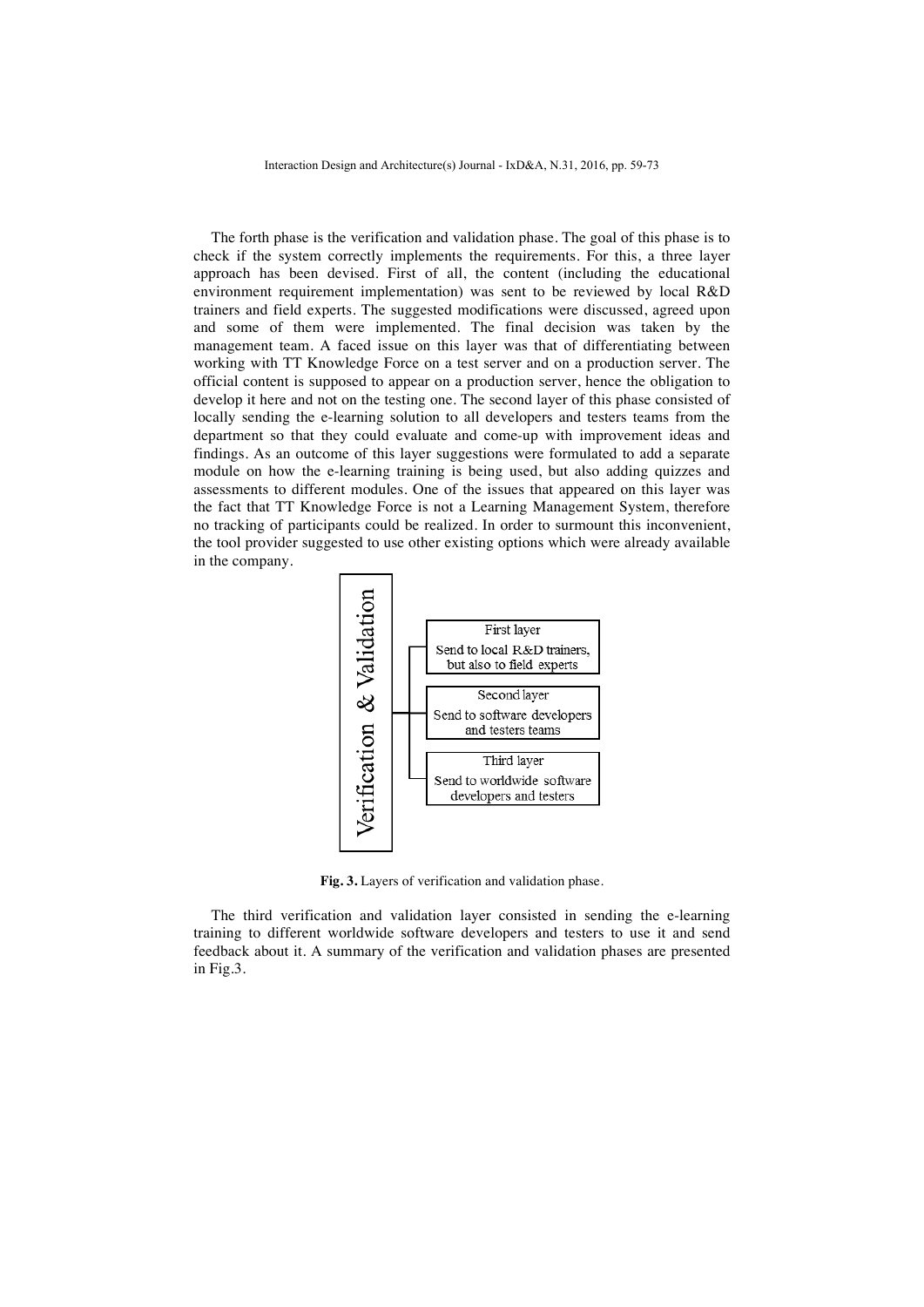The forth phase is the verification and validation phase. The goal of this phase is to check if the system correctly implements the requirements. For this, a three layer approach has been devised. First of all, the content (including the educational environment requirement implementation) was sent to be reviewed by local R&D trainers and field experts. The suggested modifications were discussed, agreed upon and some of them were implemented. The final decision was taken by the management team. A faced issue on this layer was that of differentiating between working with TT Knowledge Force on a test server and on a production server. The official content is supposed to appear on a production server, hence the obligation to develop it here and not on the testing one. The second layer of this phase consisted of locally sending the e-learning solution to all developers and testers teams from the department so that they could evaluate and come-up with improvement ideas and findings. As an outcome of this layer suggestions were formulated to add a separate module on how the e-learning training is being used, but also adding quizzes and assessments to different modules. One of the issues that appeared on this layer was the fact that TT Knowledge Force is not a Learning Management System, therefore no tracking of participants could be realized. In order to surmount this inconvenient, the tool provider suggested to use other existing options which were already available in the company.

Verification & Validation

- First layer: Send to local R&D trainers, but also to field experts
- Second layer: Send to software developers and testers teams
- Third layer: Send to worldwide software developers and testers

**Fig. 3.** Layers of verification and validation phase.

The third verification and validation layer consisted in sending the e-learning training to different worldwide software developers and testers to use it and send feedback about it. A summary of the verification and validation phases are presented in Fig.3.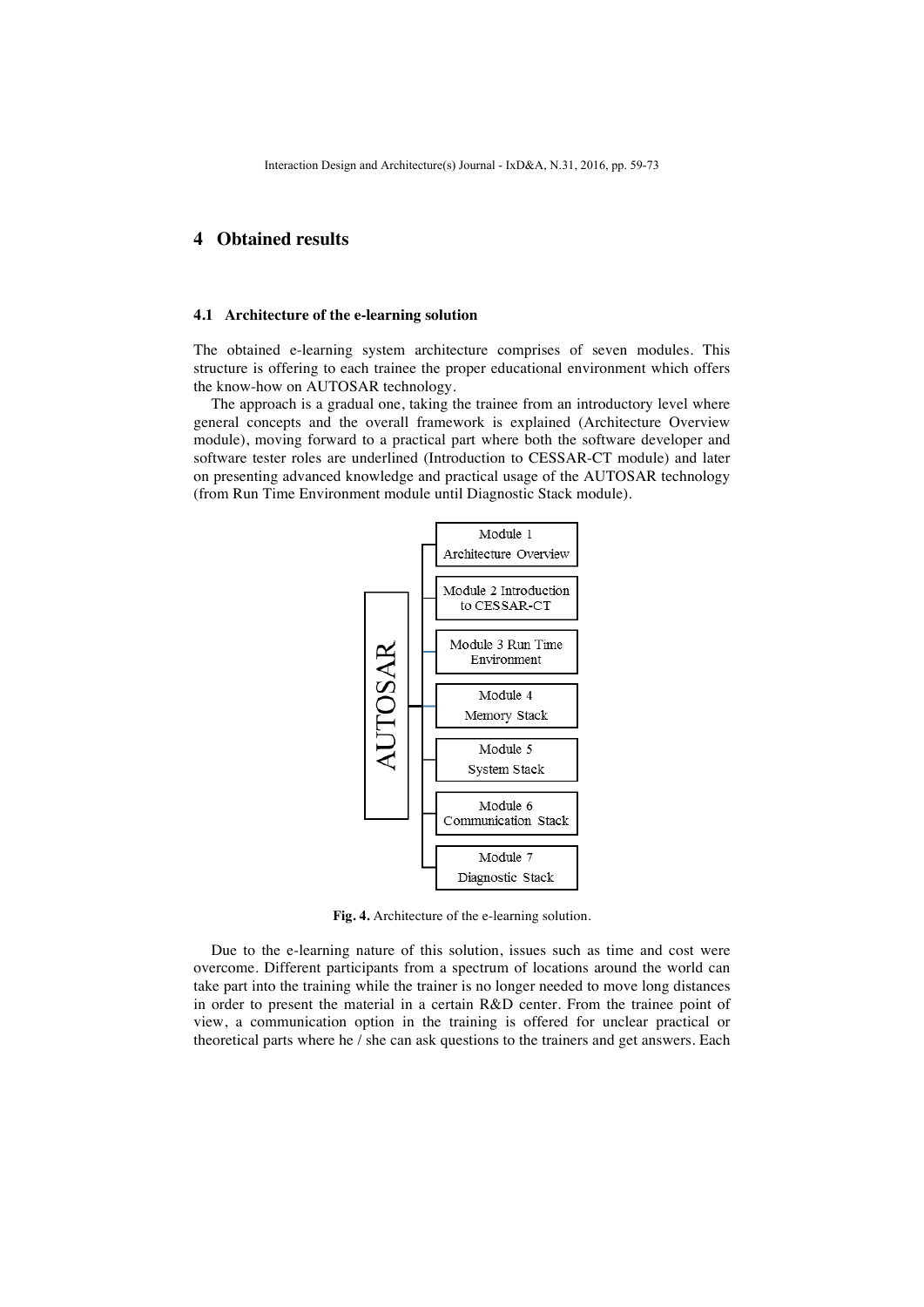## 4 Obtained results

### 4.1 Architecture of the e-learning solution

The obtained e-learning system architecture comprises of seven modules. This structure is offering to each trainee the proper educational environment which offers the know-how on AUTOSAR technology.

The approach is a gradual one, taking the trainee from an introductory level where general concepts and the overall framework is explained (Architecture Overview module), moving forward to a practical part where both the software developer and software tester roles are underlined (Introduction to CESSAR-CT module) and later on presenting advanced knowledge and practical usage of the AUTOSAR technology (from Run Time Environment module until Diagnostic Stack module).

AUTOSAR
- Module 1 Architecture Overview
- Module 2 Introduction to CESSAR-CT
- Module 3 Run Time Environment
- Module 4 Memory Stack
- Module 5 System Stack
- Module 6 Communication Stack
- Module 7 Diagnostic Stack

**Fig. 4.** Architecture of the e-learning solution.

Due to the e-learning nature of this solution, issues such as time and cost were overcome. Different participants from a spectrum of locations around the world can take part into the training while the trainer is no longer needed to move long distances in order to present the material in a certain R&D center. From the trainee point of view, a communication option in the training is offered for unclear practical or theoretical parts where he / she can ask questions to the trainers and get answers. Each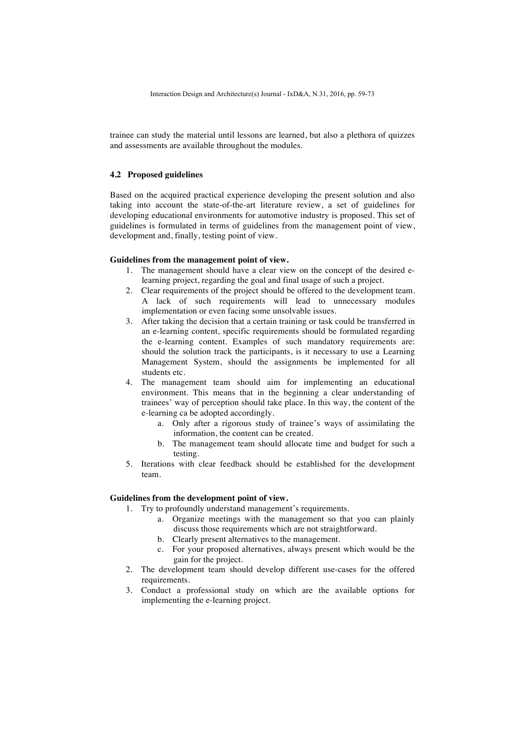trainee can study the material until lessons are learned, but also a plethora of quizzes and assessments are available throughout the modules.

### 4.2 Proposed guidelines

Based on the acquired practical experience developing the present solution and also taking into account the state-of-the-art literature review, a set of guidelines for developing educational environments for automotive industry is proposed. This set of guidelines is formulated in terms of guidelines from the management point of view, development and, finally, testing point of view.

**Guidelines from the management point of view.**

1. The management should have a clear view on the concept of the desired e-learning project, regarding the goal and final usage of such a project.
2. Clear requirements of the project should be offered to the development team. A lack of such requirements will lead to unnecessary modules implementation or even facing some unsolvable issues.
3. After taking the decision that a certain training or task could be transferred in an e-learning content, specific requirements should be formulated regarding the e-learning content. Examples of such mandatory requirements are: should the solution track the participants, is it necessary to use a Learning Management System, should the assignments be implemented for all students etc.
4. The management team should aim for implementing an educational environment. This means that in the beginning a clear understanding of trainees' way of perception should take place. In this way, the content of the e-learning ca be adopted accordingly.
    a. Only after a rigorous study of trainee's ways of assimilating the information, the content can be created.
    b. The management team should allocate time and budget for such a testing.
5. Iterations with clear feedback should be established for the development team.

**Guidelines from the development point of view.**

1. Try to profoundly understand management's requirements.
    a. Organize meetings with the management so that you can plainly discuss those requirements which are not straightforward.
    b. Clearly present alternatives to the management.
    c. For your proposed alternatives, always present which would be the gain for the project.
2. The development team should develop different use-cases for the offered requirements.
3. Conduct a professional study on which are the available options for implementing the e-learning project.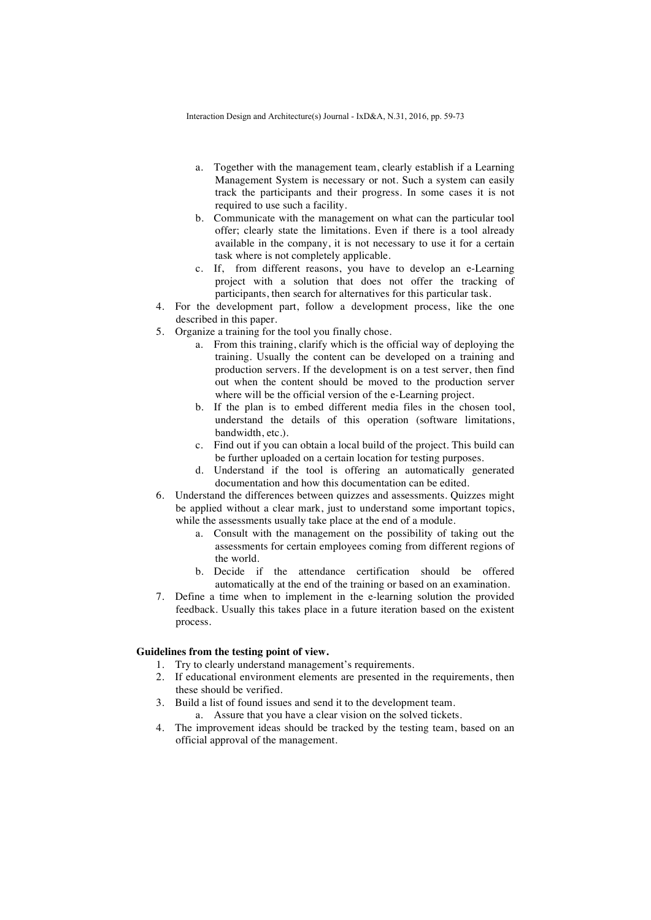a. Together with the management team, clearly establish if a Learning Management System is necessary or not. Such a system can easily track the participants and their progress. In some cases it is not required to use such a facility.
   b. Communicate with the management on what can the particular tool offer; clearly state the limitations. Even if there is a tool already available in the company, it is not necessary to use it for a certain task where is not completely applicable.
   c. If, from different reasons, you have to develop an e-Learning project with a solution that does not offer the tracking of participants, then search for alternatives for this particular task.

4. For the development part, follow a development process, like the one described in this paper.
5. Organize a training for the tool you finally chose.
   a. From this training, clarify which is the official way of deploying the training. Usually the content can be developed on a training and production servers. If the development is on a test server, then find out when the content should be moved to the production server where will be the official version of the e-Learning project.
   b. If the plan is to embed different media files in the chosen tool, understand the details of this operation (software limitations, bandwidth, etc.).
   c. Find out if you can obtain a local build of the project. This build can be further uploaded on a certain location for testing purposes.
   d. Understand if the tool is offering an automatically generated documentation and how this documentation can be edited.
6. Understand the differences between quizzes and assessments. Quizzes might be applied without a clear mark, just to understand some important topics, while the assessments usually take place at the end of a module.
   a. Consult with the management on the possibility of taking out the assessments for certain employees coming from different regions of the world.
   b. Decide if the attendance certification should be offered automatically at the end of the training or based on an examination.
7. Define a time when to implement in the e-learning solution the provided feedback. Usually this takes place in a future iteration based on the existent process.

**Guidelines from the testing point of view.**

1. Try to clearly understand management's requirements.
2. If educational environment elements are presented in the requirements, then these should be verified.
3. Build a list of found issues and send it to the development team.
   a. Assure that you have a clear vision on the solved tickets.
4. The improvement ideas should be tracked by the testing team, based on an official approval of the management.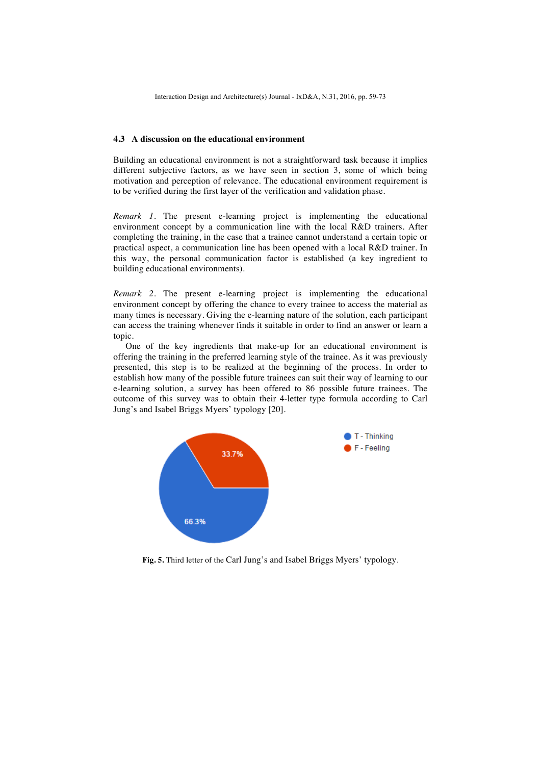### 4.3 A discussion on the educational environment

Building an educational environment is not a straightforward task because it implies different subjective factors, as we have seen in section 3, some of which being motivation and perception of relevance. The educational environment requirement is to be verified during the first layer of the verification and validation phase.

*Remark 1*. The present e-learning project is implementing the educational environment concept by a communication line with the local R&D trainers. After completing the training, in the case that a trainee cannot understand a certain topic or practical aspect, a communication line has been opened with a local R&D trainer. In this way, the personal communication factor is established (a key ingredient to building educational environments).

*Remark 2*. The present e-learning project is implementing the educational environment concept by offering the chance to every trainee to access the material as many times is necessary. Giving the e-learning nature of the solution, each participant can access the training whenever finds it suitable in order to find an answer or learn a topic.

One of the key ingredients that make-up for an educational environment is offering the training in the preferred learning style of the trainee. As it was previously presented, this step is to be realized at the beginning of the process. In order to establish how many of the possible future trainees can suit their way of learning to our e-learning solution, a survey has been offered to 86 possible future trainees. The outcome of this survey was to obtain their 4-letter type formula according to Carl Jung's and Isabel Briggs Myers' typology [20].

T - Thinking: 66.3%
F - Feeling: 33.7%

**Fig. 5.** Third letter of the Carl Jung's and Isabel Briggs Myers' typology.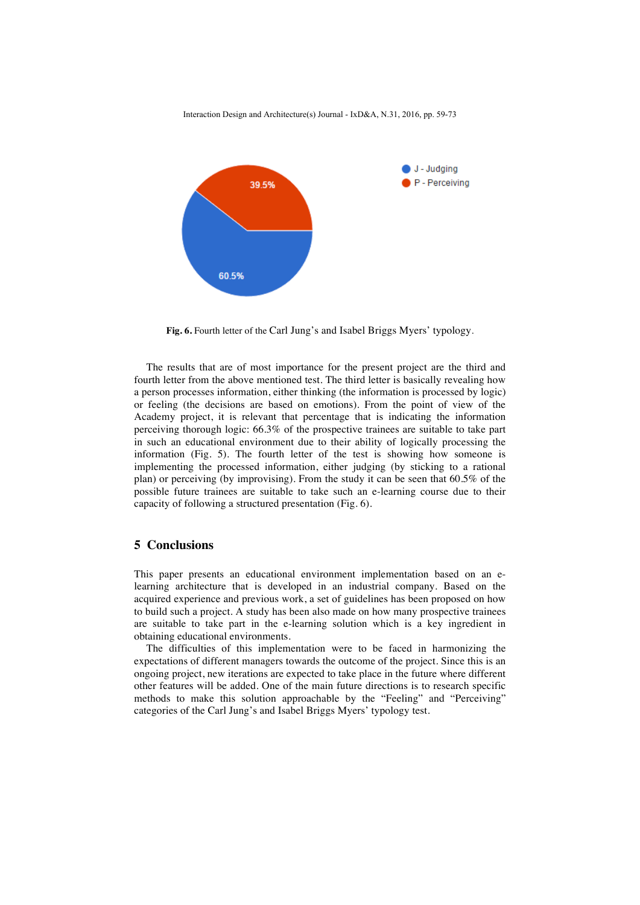Fig. 6. Fourth letter of the Carl Jung's and Isabel Briggs Myers' typology.

The results that are of most importance for the present project are the third and fourth letter from the above mentioned test. The third letter is basically revealing how a person processes information, either thinking (the information is processed by logic) or feeling (the decisions are based on emotions). From the point of view of the Academy project, it is relevant that percentage that is indicating the information perceiving thorough logic: 66.3% of the prospective trainees are suitable to take part in such an educational environment due to their ability of logically processing the information (Fig. 5). The fourth letter of the test is showing how someone is implementing the processed information, either judging (by sticking to a rational plan) or perceiving (by improvising). From the study it can be seen that 60.5% of the possible future trainees are suitable to take such an e-learning course due to their capacity of following a structured presentation (Fig. 6).

## 5 Conclusions

This paper presents an educational environment implementation based on an e-learning architecture that is developed in an industrial company. Based on the acquired experience and previous work, a set of guidelines has been proposed on how to build such a project. A study has been also made on how many prospective trainees are suitable to take part in the e-learning solution which is a key ingredient in obtaining educational environments.

The difficulties of this implementation were to be faced in harmonizing the expectations of different managers towards the outcome of the project. Since this is an ongoing project, new iterations are expected to take place in the future where different other features will be added. One of the main future directions is to research specific methods to make this solution approachable by the "Feeling" and "Perceiving" categories of the Carl Jung's and Isabel Briggs Myers' typology test.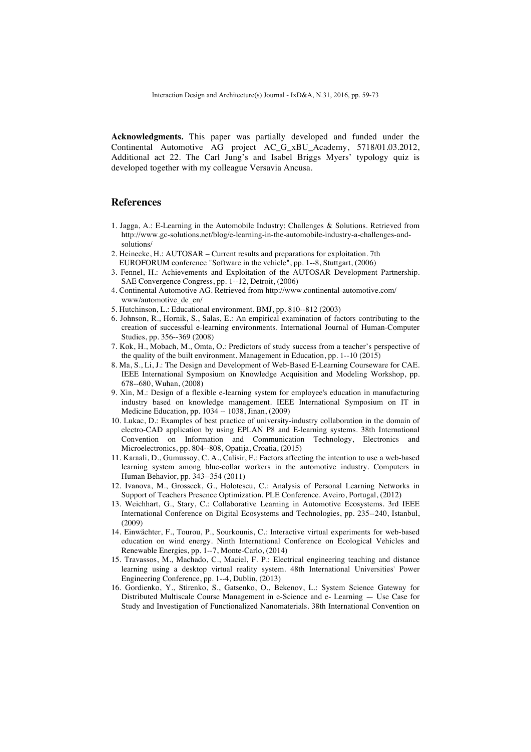**Acknowledgments.** This paper was partially developed and funded under the Continental Automotive AG project AC_G_xBU_Academy, 5718/01.03.2012, Additional act 22. The Carl Jung's and Isabel Briggs Myers' typology quiz is developed together with my colleague Versavia Ancusa.

## References

1. Jagga, A.: E-Learning in the Automobile Industry: Challenges & Solutions. Retrieved from http://www.gc-solutions.net/blog/e-learning-in-the-automobile-industry-a-challenges-and-solutions/
2. Heinecke, H.: AUTOSAR – Current results and preparations for exploitation. 7th EUROFORUM conference "Software in the vehicle", pp. 1--8, Stuttgart, (2006)
3. Fennel, H.: Achievements and Exploitation of the AUTOSAR Development Partnership. SAE Convergence Congress, pp. 1--12, Detroit, (2006)
4. Continental Automotive AG. Retrieved from http://www.continental-automotive.com/www/automotive_de_en/
5. Hutchinson, L.: Educational environment. BMJ, pp. 810--812 (2003)
6. Johnson, R., Hornik, S., Salas, E.: An empirical examination of factors contributing to the creation of successful e-learning environments. International Journal of Human-Computer Studies, pp. 356--369 (2008)
7. Kok, H., Mobach, M., Omta, O.: Predictors of study success from a teacher's perspective of the quality of the built environment. Management in Education, pp. 1--10 (2015)
8. Ma, S., Li, J.: The Design and Development of Web-Based E-Learning Courseware for CAE. IEEE International Symposium on Knowledge Acquisition and Modeling Workshop, pp. 678--680, Wuhan, (2008)
9. Xin, M.: Design of a flexible e-learning system for employee's education in manufacturing industry based on knowledge management. IEEE International Symposium on IT in Medicine Education, pp. 1034 -- 1038, Jinan, (2009)
10. Lukac, D.: Examples of best practice of university-industry collaboration in the domain of electro-CAD application by using EPLAN P8 and E-learning systems. 38th International Convention on Information and Communication Technology, Electronics and Microelectronics, pp. 804--808, Opatija, Croatia, (2015)
11. Karaali, D., Gumussoy, C. A., Calisir, F.: Factors affecting the intention to use a web-based learning system among blue-collar workers in the automotive industry. Computers in Human Behavior, pp. 343--354 (2011)
12. Ivanova, M., Grosseck, G., Holotescu, C.: Analysis of Personal Learning Networks in Support of Teachers Presence Optimization. PLE Conference. Aveiro, Portugal, (2012)
13. Weichhart, G., Stary, C.: Collaborative Learning in Automotive Ecosystems. 3rd IEEE International Conference on Digital Ecosystems and Technologies, pp. 235--240, Istanbul, (2009)
14. Einwächter, F., Tourou, P., Sourkounis, C.: Interactive virtual experiments for web-based education on wind energy. Ninth International Conference on Ecological Vehicles and Renewable Energies, pp. 1--7, Monte-Carlo, (2014)
15. Travassos, M., Machado, C., Maciel, F. P.: Electrical engineering teaching and distance learning using a desktop virtual reality system. 48th International Universities' Power Engineering Conference, pp. 1--4, Dublin, (2013)
16. Gordienko, Y., Stirenko, S., Gatsenko, O., Bekenov, L.: System Science Gateway for Distributed Multiscale Course Management in e-Science and e- Learning — Use Case for Study and Investigation of Functionalized Nanomaterials. 38th International Convention on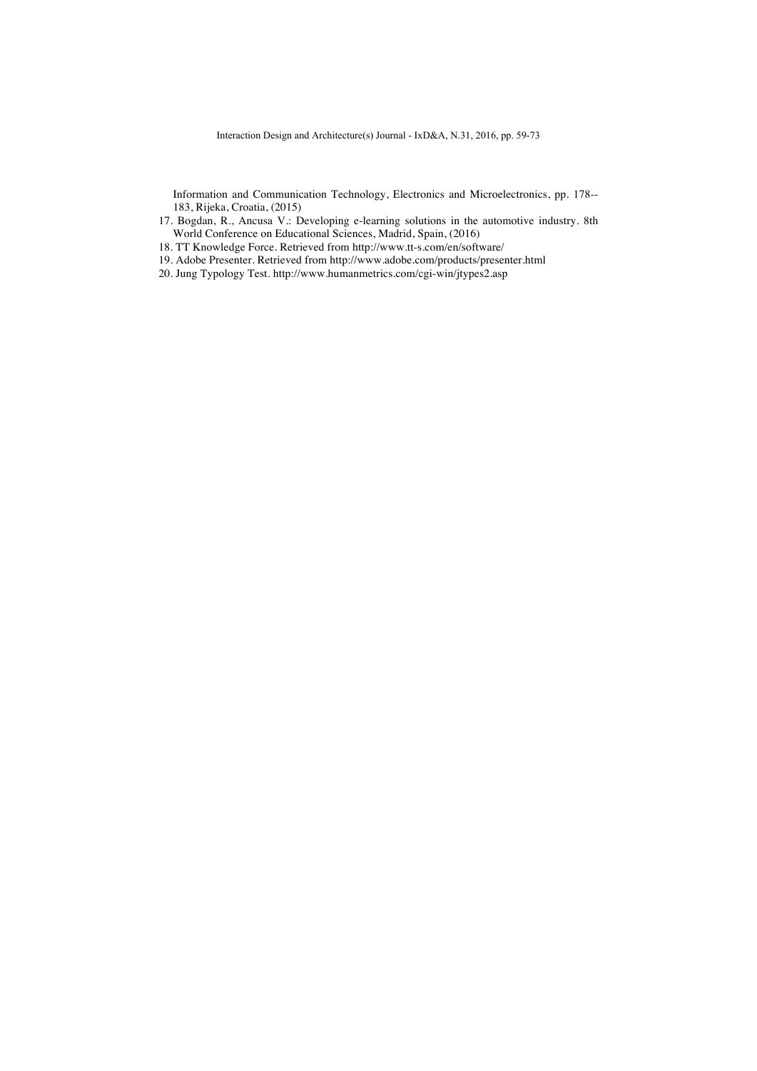Information and Communication Technology, Electronics and Microelectronics, pp. 178--183, Rijeka, Croatia, (2015)

17. Bogdan, R., Ancusa V.: Developing e-learning solutions in the automotive industry. 8th World Conference on Educational Sciences, Madrid, Spain, (2016)
18. TT Knowledge Force. Retrieved from http://www.tt-s.com/en/software/
19. Adobe Presenter. Retrieved from http://www.adobe.com/products/presenter.html
20. Jung Typology Test. http://www.humanmetrics.com/cgi-win/jtypes2.asp